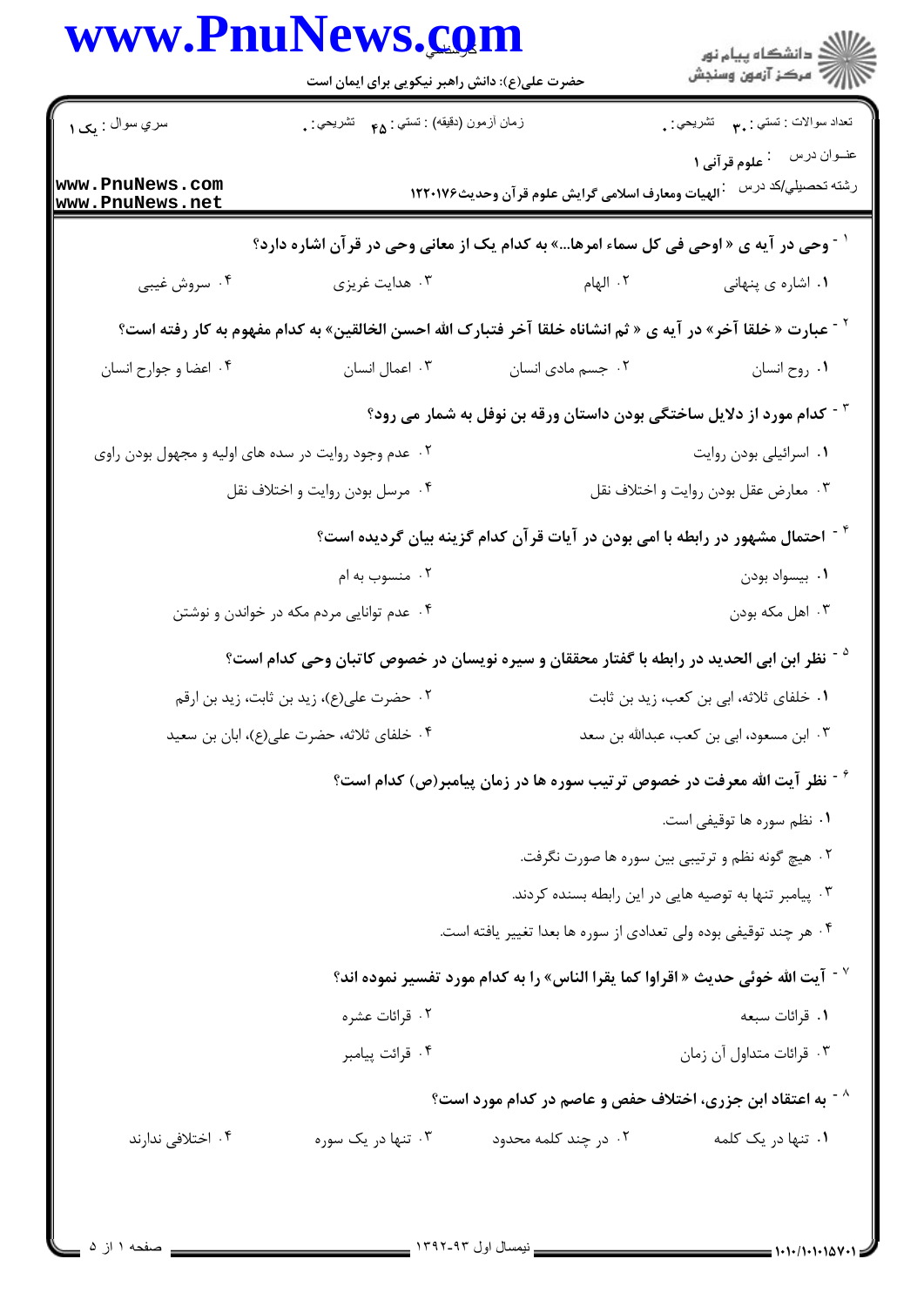سري سوال : یک ۱

زمان آزمون (دقیقه) : تستی : ۴۵ تشریحی : ۰

تعداد سوالات : تستی : ۳۰ تشریحی : ۰

عنوان درس : علوم قرآنی ۱

رشته تحصيلي/کد درس : الهیات ومعارف اسلامی گرایش علوم قرآن وحدیث۱۲۲۰۱۷۶

۱- وحی در آیه ی « اوحی فی کل سماء امرها...» به کدام یک از معانی وحی در قرآن اشاره دارد؟

۱. اشاره ی پنهانی
۲. الهام
۳. هدایت غریزی
۴. سروش غیبی

۲- عبارت « خلقا آخر» در آیه ی « ثم انشاناه خلقا آخر فتبارک الله احسن الخالقین» به کدام مفهوم به کار رفته است؟

۱. روح انسان
۲. جسم مادی انسان
۳. اعمال انسان
۴. اعضا و جوارح انسان

۳- کدام مورد از دلایل ساختگی بودن داستان ورقه بن نوفل به شمار می رود؟

۱. اسرائیلی بودن روایت
۲. عدم وجود روایت در سده های اولیه و مجهول بودن راوی
۳. معارض عقل بودن روایت و اختلاف نقل
۴. مرسل بودن روایت و اختلاف نقل

۴- احتمال مشهور در رابطه با امی بودن در آیات قرآن کدام گزینه بیان گردیده است؟

۱. بیسواد بودن
۲. منسوب به ام
۳. اهل مکه بودن
۴. عدم توانایی مردم مکه در خواندن و نوشتن

۵- نظر ابن ابی الحدید در رابطه با گفتار محققان و سیره نویسان در خصوص کاتبان وحی کدام است؟

۱. خلفای ثلاثه، ابی بن کعب، زید بن ثابت
۲. حضرت علی(ع)، زید بن ثابت، زید بن ارقم
۳. ابن مسعود، ابی بن کعب، عبدالله بن سعد
۴. خلفای ثلاثه، حضرت علی(ع)، ابان بن سعید

۶- نظر آیت الله معرفت در خصوص ترتیب سوره ها در زمان پیامبر(ص) کدام است؟

۱. نظم سوره ها توقیفی است.
۲. هیچ گونه نظم و ترتیبی بین سوره ها صورت نگرفت.
۳. پیامبر تنها به توصیه هایی در این رابطه بسنده کردند.
۴. هر چند توقیفی بوده ولی تعدادی از سوره ها بعدا تغییر یافته است.

۷- آیت الله خوئی حدیث « اقراوا کما یقرا الناس» را به کدام مورد تفسیر نموده اند؟

۱. قرائات سبعه
۲. قرائات عشره
۳. قرائات متداول آن زمان
۴. قرائت پیامبر

۸- به اعتقاد ابن جزری، اختلاف حفص و عاصم در کدام مورد است؟

۱. تنها در یک کلمه
۲. در چند کلمه محدود
۳. تنها در یک سوره
۴. اختلافی ندارند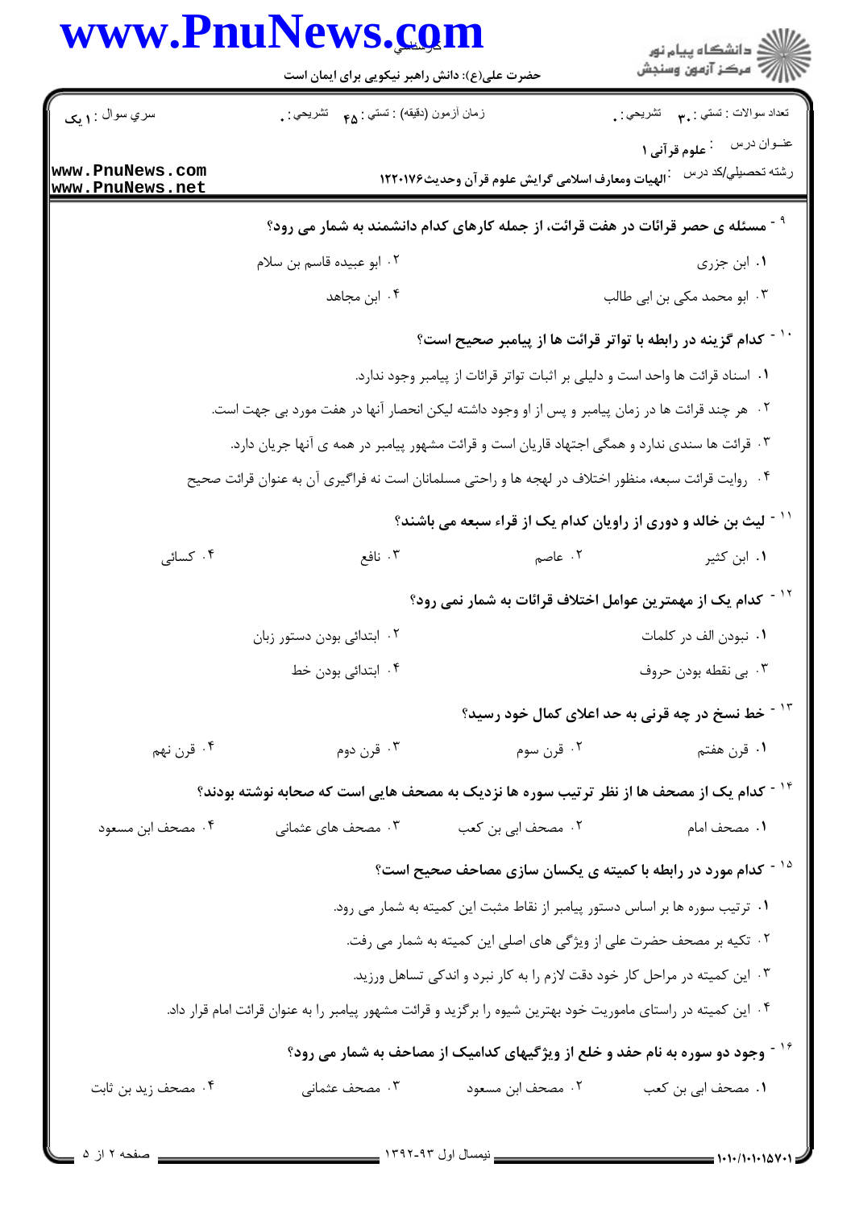۹ - مسئله ی حصر قرائات در هفت قرائت، از جمله کارهای کدام دانشمند به شمار می رود؟

۱. ابن جزری
۲. ابو عبیده قاسم بن سلام
۳. ابو محمد مکی بن ابی طالب
۴. ابن مجاهد

۱۰ - کدام گزینه در رابطه با تواتر قرائت ها از پیامبر صحیح است؟

۱. اسناد قرائت ها واحد است و دلیلی بر اثبات تواتر قرائات از پیامبر وجود ندارد.
۲. هر چند قرائت ها در زمان پیامبر و پس از او وجود داشته لیکن انحصار آنها در هفت مورد بی جهت است.
۳. قرائت ها سندی ندارد و همگی اجتهاد قاریان است و قرائت مشهور پیامبر در همه ی آنها جریان دارد.
۴. روایت قرائت سبعه، منظور اختلاف در لهجه ها و راحتی مسلمانان است نه فراگیری آن به عنوان قرائت صحیح

۱۱ - لیث بن خالد و دوری از راویان کدام یک از قراء سبعه می باشند؟

۱. ابن کثیر
۲. عاصم
۳. نافع
۴. کسائی

۱۲ - کدام یک از مهمترین عوامل اختلاف قرائات به شمار نمی رود؟

۱. نبودن الف در کلمات
۲. ابتدائی بودن دستور زبان
۳. بی نقطه بودن حروف
۴. ابتدائی بودن خط

۱۳ - خط نسخ در چه قرنی به حد اعلای کمال خود رسید؟

۱. قرن هفتم
۲. قرن سوم
۳. قرن دوم
۴. قرن نهم

۱۴ - کدام یک از مصحف ها از نظر ترتیب سوره ها نزدیک به مصحف هایی است که صحابه نوشته بودند؟

۱. مصحف امام
۲. مصحف ابی بن کعب
۳. مصحف های عثمانی
۴. مصحف ابن مسعود

۱۵ - کدام مورد در رابطه با کمیته ی یکسان سازی مصاحف صحیح است؟

۱. ترتیب سوره ها بر اساس دستور پیامبر از نقاط مثبت این کمیته به شمار می رود.
۲. تکیه بر مصحف حضرت علی از ویژگی های اصلی این کمیته به شمار می رفت.
۳. این کمیته در مراحل کار خود دقت لازم را به کار نبرد و اندکی تساهل ورزید.
۴. این کمیته در راستای ماموریت خود بهترین شیوه را برگزید و قرائت مشهور پیامبر را به عنوان قرائت امام قرار داد.

۱۶ - وجود دو سوره به نام حفد و خلع از ویژگیهای کدامیک از مصاحف به شمار می رود؟

۱. مصحف ابی بن کعب
۲. مصحف ابن مسعود
۳. مصحف عثمانی
۴. مصحف زید بن ثابت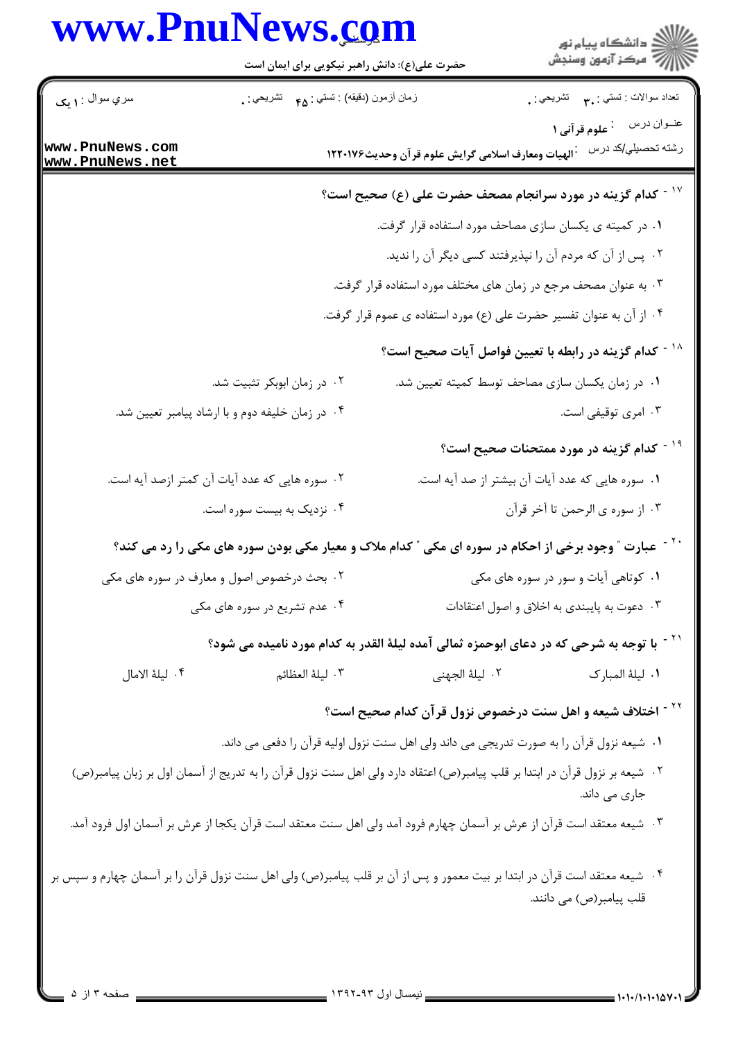۱۷ - کدام گزینه در مورد سرانجام مصحف حضرت علی (ع) صحیح است؟

۱. در کمیته ی یکسان سازی مصاحف مورد استفاده قرار گرفت.

۲. پس از آن که مردم آن را نپذیرفتند کسی دیگر آن را ندید.

۳. به عنوان مصحف مرجع در زمان های مختلف مورد استفاده قرار گرفت.

۴. از آن به عنوان تفسیر حضرت علی (ع) مورد استفاده ی عموم قرار گرفت.

۱۸ - کدام گزینه در رابطه با تعیین فواصل آیات صحیح است؟

۱. در زمان یکسان سازی مصاحف توسط کمیته تعیین شد.

۲. در زمان ابوبکر تثبیت شد.

۳. امری توقیفی است.

۴. در زمان خلیفه دوم و با ارشاد پیامبر تعیین شد.

۱۹ - کدام گزینه در مورد ممتحنات صحیح است؟

۱. سوره هایی که عدد آیات آن بیشتر از صد آیه است.

۲. سوره هایی که عدد آیات آن کمتر ازصد آیه است.

۳. از سوره ی الرحمن تا آخر قرآن

۴. نزدیک به بیست سوره است.

۲۰ - عبارت " وجود برخی از احکام در سوره ای مکی " کدام ملاک و معیار مکی بودن سوره های مکی را رد می کند؟

۱. کوتاهی آیات و سور در سوره های مکی

۲. بحث درخصوص اصول و معارف در سوره های مکی

۳. دعوت به پایبندی به اخلاق و اصول اعتقادات

۴. عدم تشریع در سوره های مکی

۲۱ - با توجه به شرحی که در دعای ابوحمزه ثمالی آمده لیلة القدر به کدام مورد نامیده می شود؟

۱. لیلة المبارک

۲. لیلة الجهنی

۳. لیلة العظائم

۴. لیلة الامال

۲۲ - اختلاف شیعه و اهل سنت درخصوص نزول قرآن کدام صحیح است؟

۱. شیعه نزول قرآن را به صورت تدریجی می داند ولی اهل سنت نزول اولیه قرآن را دفعی می داند.

۲. شیعه بر نزول قرآن در ابتدا بر قلب پیامبر(ص) اعتقاد دارد ولی اهل سنت نزول قرآن را به تدریج از آسمان اول بر زبان پیامبر(ص) جاری می داند.

۳. شیعه معتقد است قرآن از عرش بر آسمان چهارم فرود آمد ولی اهل سنت معتقد است قرآن یکجا از عرش بر آسمان اول فرود آمد.

۴. شیعه معتقد است قرآن در ابتدا بر بیت معمور و پس از آن بر قلب پیامبر(ص) ولی اهل سنت نزول قرآن را بر آسمان چهارم و سپس بر قلب پیامبر(ص) می دانند.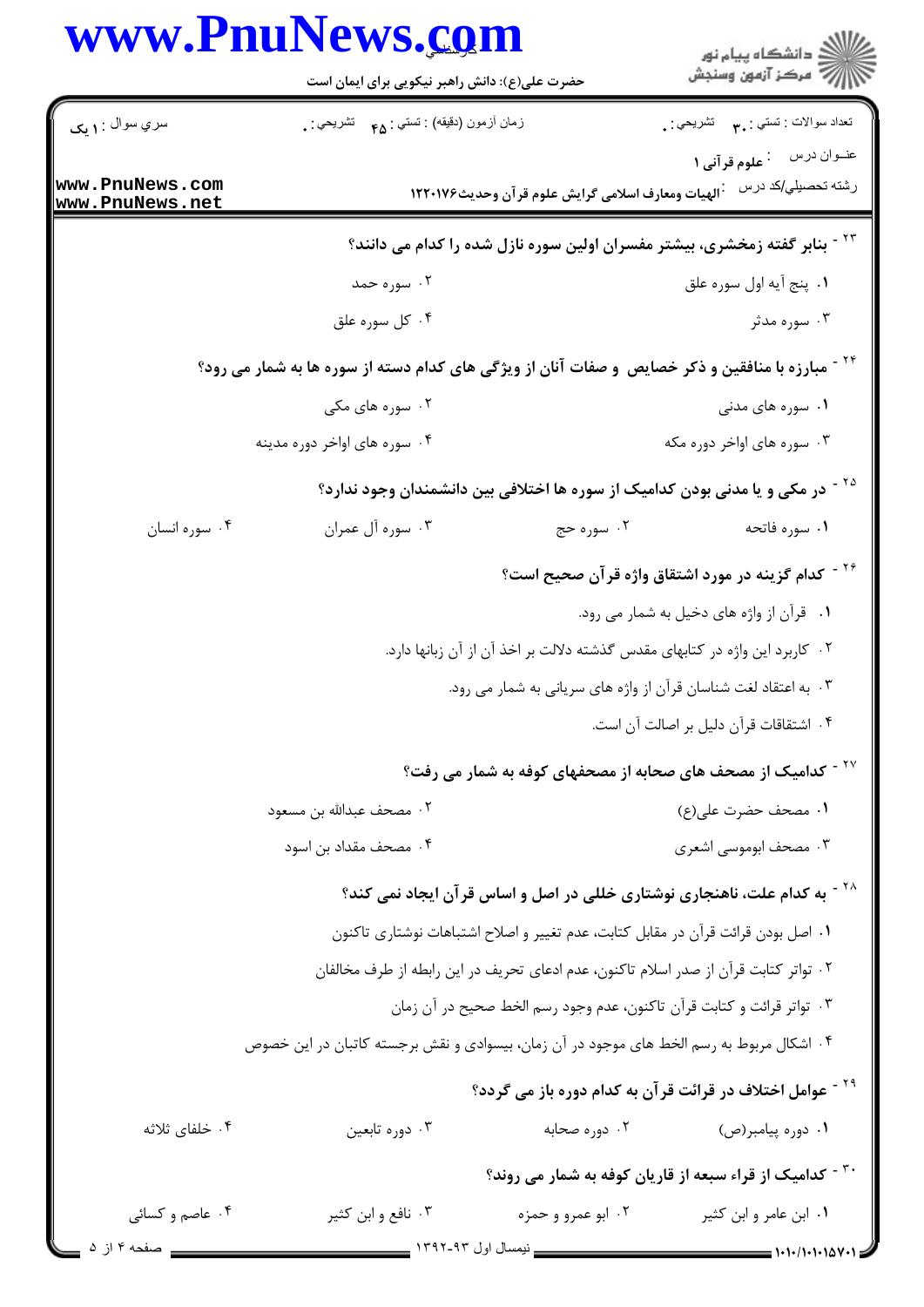سري سوال : ۱ یک

زمان آزمون (دقیقه) : تستی : ۴۵ تشریحی : ۰

تعداد سوالات : تستی : ۳۰ تشریحی : ۰

عنوان درس : علوم قرآنی ۱

رشته تحصیلی/کد درس : الهیات ومعارف اسلامی گرایش علوم قرآن وحدیث۱۲۲۰۱۷۶

۲۳- بنابر گفته زمخشری، بیشتر مفسران اولین سوره نازل شده را کدام می دانند؟

۱. پنج آیه اول سوره علق

۲. سوره حمد

۳. سوره مدثر

۴. کل سوره علق

۲۴- مبارزه با منافقین و ذکر خصایص و صفات آنان از ویژگی های کدام دسته از سوره ها به شمار می رود؟

۱. سوره های مدنی

۲. سوره های مکی

۳. سوره های اواخر دوره مکه

۴. سوره های اواخر دوره مدینه

۲۵- در مکی و یا مدنی بودن کدامیک از سوره ها اختلافی بین دانشمندان وجود ندارد؟

۱. سوره فاتحه

۲. سوره حج

۳. سوره آل عمران

۴. سوره انسان

۲۶- کدام گزینه در مورد اشتقاق واژه قرآن صحیح است؟

۱. قرآن از واژه های دخیل به شمار می رود.

۲. کاربرد این واژه در کتابهای مقدس گذشته دلالت بر اخذ آن از آن زبانها دارد.

۳. به اعتقاد لغت شناسان قرآن از واژه های سریانی به شمار می رود.

۴. اشتقاقات قرآن دلیل بر اصالت آن است.

۲۷- کدامیک از مصحف های صحابه از مصحفهای کوفه به شمار می رفت؟

۱. مصحف حضرت علی(ع)

۲. مصحف عبدالله بن مسعود

۳. مصحف ابوموسی اشعری

۴. مصحف مقداد بن اسود

۲۸- به کدام علت، ناهنجاری نوشتاری خللی در اصل و اساس قرآن ایجاد نمی کند؟

۱. اصل بودن قرائت قرآن در مقابل کتابت، عدم تغییر و اصلاح اشتباهات نوشتاری تاکنون

۲. تواتر کتابت قرآن از صدر اسلام تاکنون، عدم ادعای تحریف در این رابطه از طرف مخالفان

۳. تواتر قرائت و کتابت قرآن تاکنون، عدم وجود رسم الخط صحیح در آن زمان

۴. اشکال مربوط به رسم الخط های موجود در آن زمان، بیسوادی و نقش برجسته کاتبان در این خصوص

۲۹- عوامل اختلاف در قرائت قرآن به کدام دوره باز می گردد؟

۱. دوره پیامبر(ص)

۲. دوره صحابه

۳. دوره تابعین

۴. خلفای ثلاثه

۳۰- کدامیک از قراء سبعه از قاریان کوفه به شمار می روند؟

۱. ابن عامر و ابن کثیر

۲. ابو عمرو و حمزه

۳. نافع و ابن کثیر

۴. عاصم و کسائی